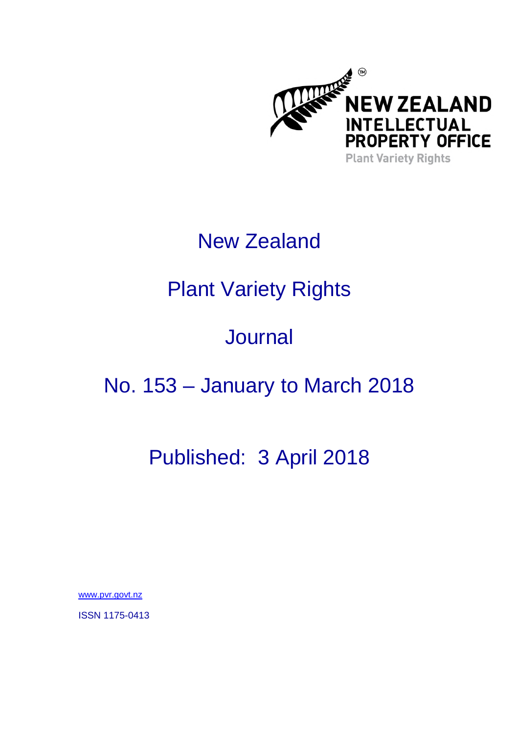NEW ZEALAND
INTELLECTUAL
PROPERTY OFFICE
Plant Variety Rights

# New Zealand

# Plant Variety Rights

# Journal

# No. 153 – January to March 2018

## Published: 3 April 2018

www.pvr.govt.nz

ISSN 1175-0413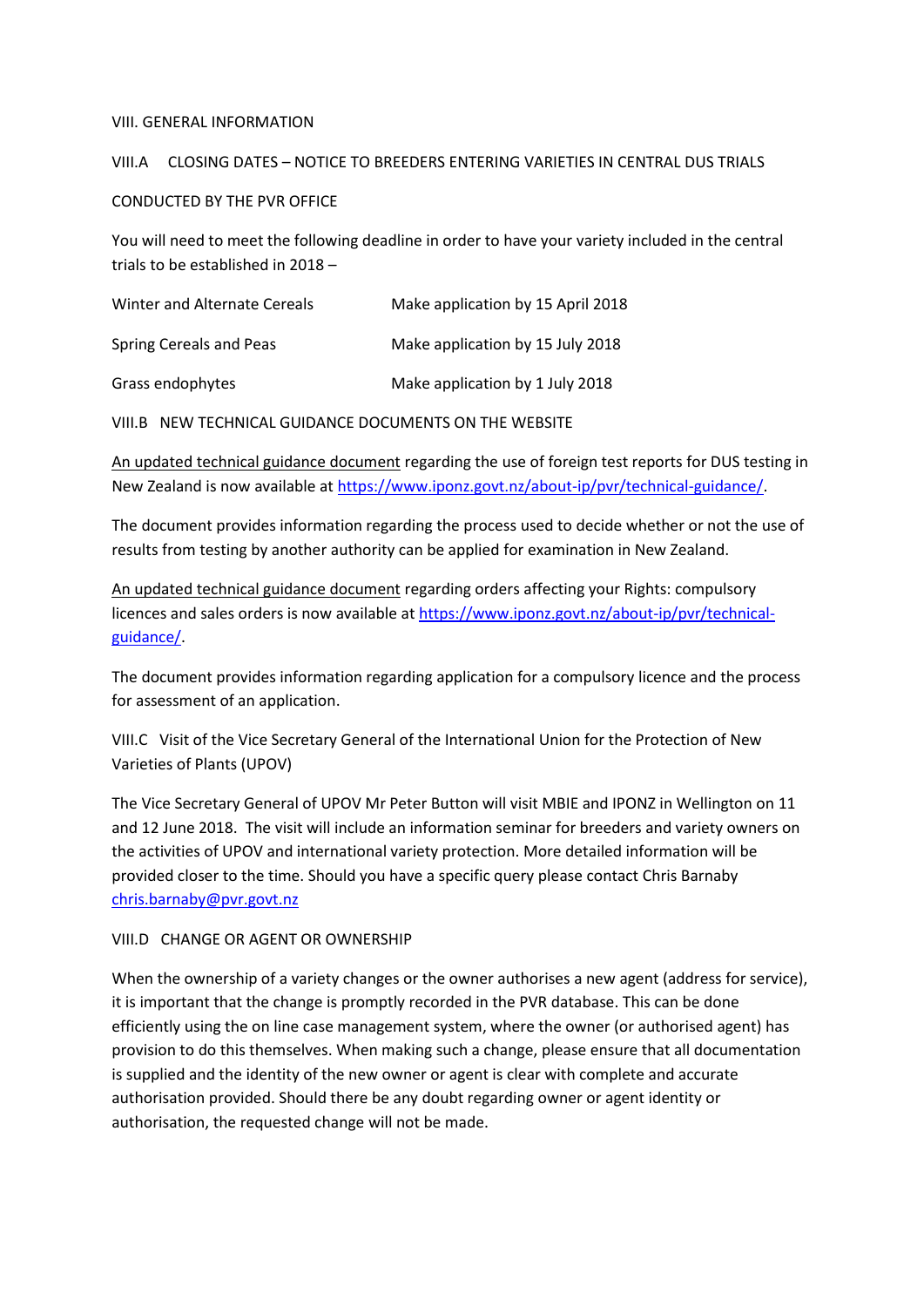## VIII. GENERAL INFORMATION

### VIII.A CLOSING DATES – NOTICE TO BREEDERS ENTERING VARIETIES IN CENTRAL DUS TRIALS CONDUCTED BY THE PVR OFFICE

You will need to meet the following deadline in order to have your variety included in the central trials to be established in 2018 –

| | |
|---|---|
| Winter and Alternate Cereals | Make application by 15 April 2018 |
| Spring Cereals and Peas | Make application by 15 July 2018 |
| Grass endophytes | Make application by 1 July 2018 |

### VIII.B NEW TECHNICAL GUIDANCE DOCUMENTS ON THE WEBSITE

An updated technical guidance document regarding the use of foreign test reports for DUS testing in New Zealand is now available at https://www.iponz.govt.nz/about-ip/pvr/technical-guidance/.

The document provides information regarding the process used to decide whether or not the use of results from testing by another authority can be applied for examination in New Zealand.

An updated technical guidance document regarding orders affecting your Rights: compulsory licences and sales orders is now available at https://www.iponz.govt.nz/about-ip/pvr/technical-guidance/.

The document provides information regarding application for a compulsory licence and the process for assessment of an application.

### VIII.C Visit of the Vice Secretary General of the International Union for the Protection of New Varieties of Plants (UPOV)

The Vice Secretary General of UPOV Mr Peter Button will visit MBIE and IPONZ in Wellington on 11 and 12 June 2018. The visit will include an information seminar for breeders and variety owners on the activities of UPOV and international variety protection. More detailed information will be provided closer to the time. Should you have a specific query please contact Chris Barnaby chris.barnaby@pvr.govt.nz

### VIII.D CHANGE OR AGENT OR OWNERSHIP

When the ownership of a variety changes or the owner authorises a new agent (address for service), it is important that the change is promptly recorded in the PVR database. This can be done efficiently using the on line case management system, where the owner (or authorised agent) has provision to do this themselves. When making such a change, please ensure that all documentation is supplied and the identity of the new owner or agent is clear with complete and accurate authorisation provided. Should there be any doubt regarding owner or agent identity or authorisation, the requested change will not be made.